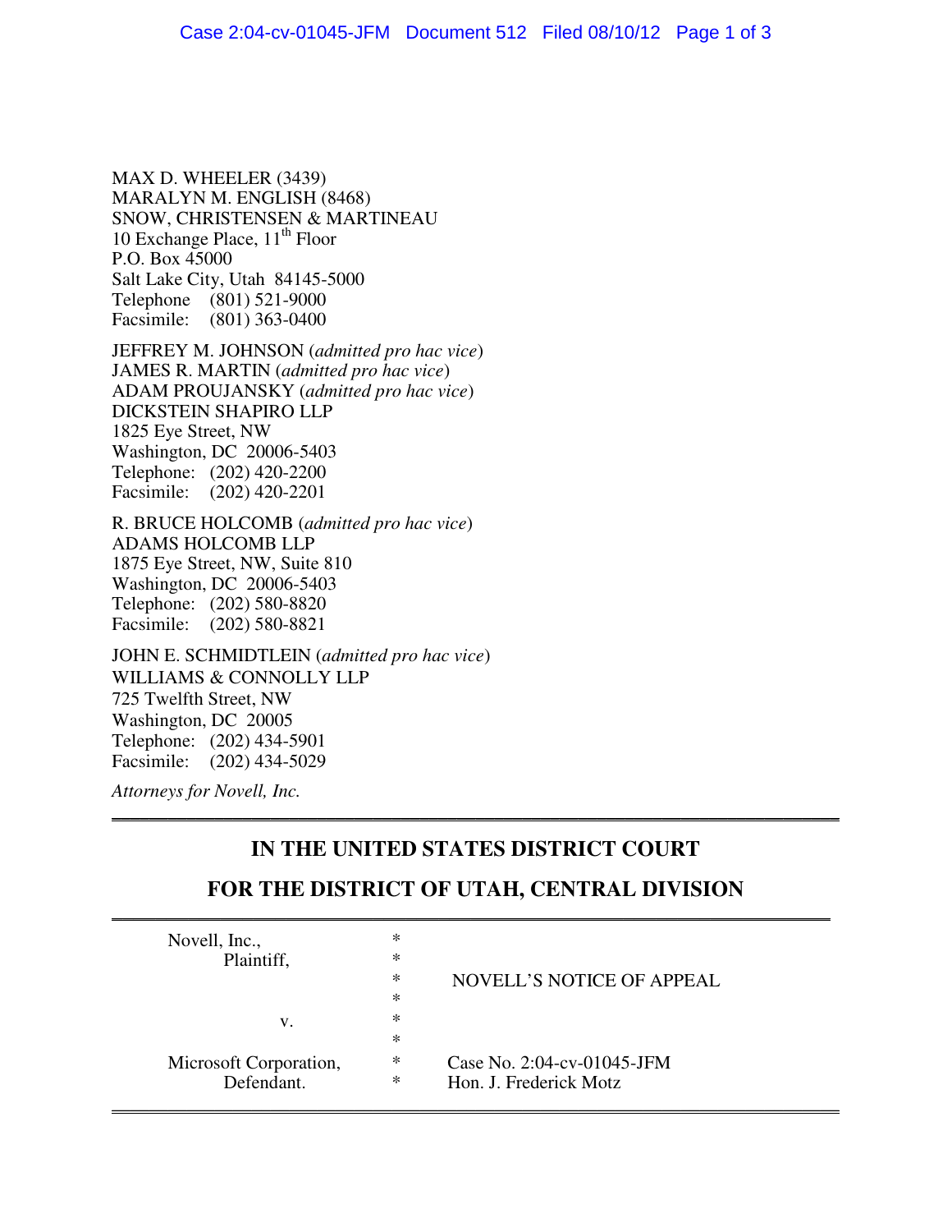MAX D. WHEELER (3439)
MARALYN M. ENGLISH (8468)
SNOW, CHRISTENSEN & MARTINEAU
10 Exchange Place, 11th Floor
P.O. Box 45000
Salt Lake City, Utah 84145-5000
Telephone (801) 521-9000
Facsimile: (801) 363-0400

JEFFREY M. JOHNSON (*admitted pro hac vice*)
JAMES R. MARTIN (*admitted pro hac vice*)
ADAM PROUJANSKY (*admitted pro hac vice*)
DICKSTEIN SHAPIRO LLP
1825 Eye Street, NW
Washington, DC 20006-5403
Telephone: (202) 420-2200
Facsimile: (202) 420-2201

R. BRUCE HOLCOMB (*admitted pro hac vice*)
ADAMS HOLCOMB LLP
1875 Eye Street, NW, Suite 810
Washington, DC 20006-5403
Telephone: (202) 580-8820
Facsimile: (202) 580-8821

JOHN E. SCHMIDTLEIN (*admitted pro hac vice*)
WILLIAMS & CONNOLLY LLP
725 Twelfth Street, NW
Washington, DC 20005
Telephone: (202) 434-5901
Facsimile: (202) 434-5029

*Attorneys for Novell, Inc.*

---

## IN THE UNITED STATES DISTRICT COURT

## FOR THE DISTRICT OF UTAH, CENTRAL DIVISION

---

| | | |
|---|---|---|
| Novell, Inc., Plaintiff, | * | NOVELL'S NOTICE OF APPEAL |
| v. | * | |
| Microsoft Corporation, Defendant. | * | Case No. 2:04-cv-01045-JFM<br>Hon. J. Frederick Motz |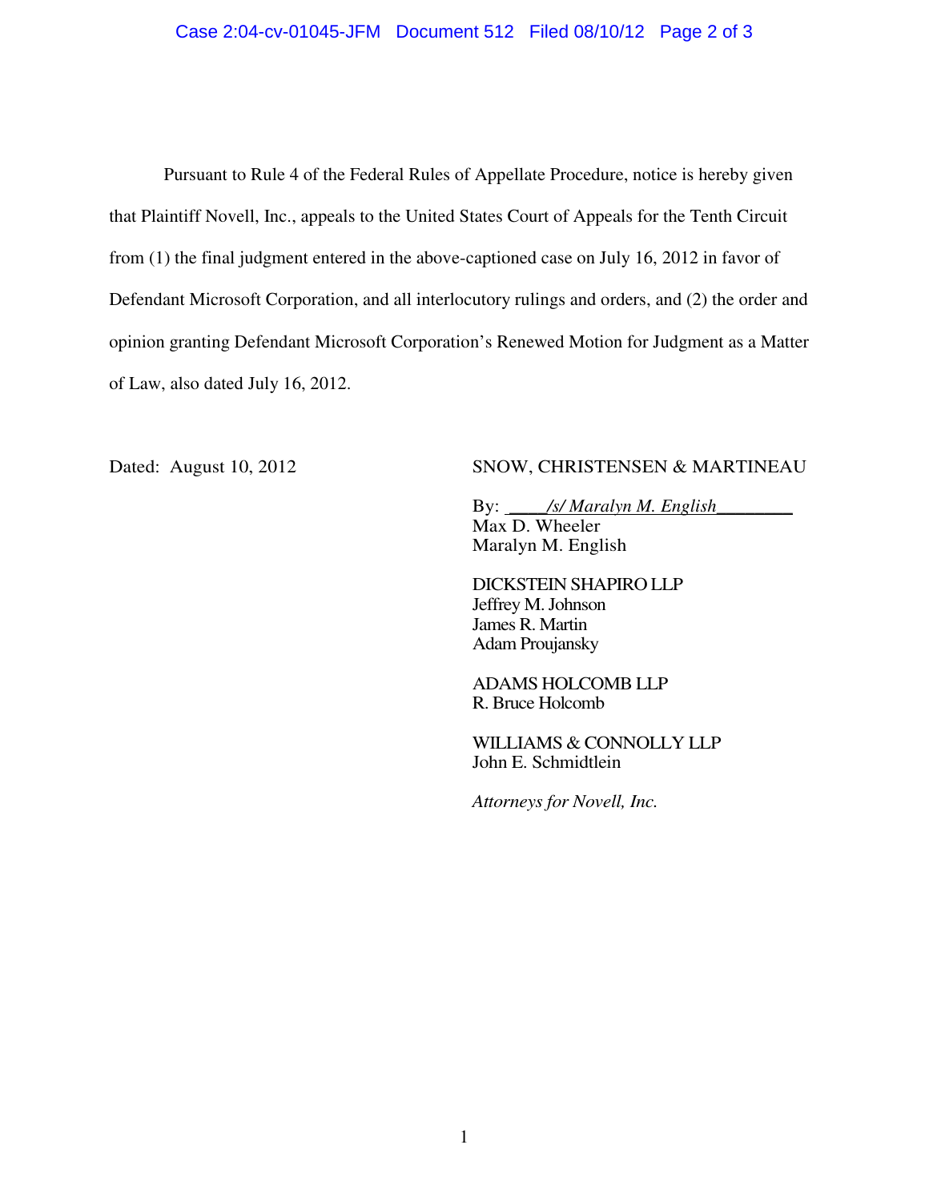Pursuant to Rule 4 of the Federal Rules of Appellate Procedure, notice is hereby given that Plaintiff Novell, Inc., appeals to the United States Court of Appeals for the Tenth Circuit from (1) the final judgment entered in the above-captioned case on July 16, 2012 in favor of Defendant Microsoft Corporation, and all interlocutory rulings and orders, and (2) the order and opinion granting Defendant Microsoft Corporation's Renewed Motion for Judgment as a Matter of Law, also dated July 16, 2012.

Dated: August 10, 2012

SNOW, CHRISTENSEN & MARTINEAU

By: *\_\_\_\_/s/ Maralyn M. English\_\_\_\_\_\_\_\_*
Max D. Wheeler
Maralyn M. English

DICKSTEIN SHAPIRO LLP
Jeffrey M. Johnson
James R. Martin
Adam Proujansky

ADAMS HOLCOMB LLP
R. Bruce Holcomb

WILLIAMS & CONNOLLY LLP
John E. Schmidtlein

*Attorneys for Novell, Inc.*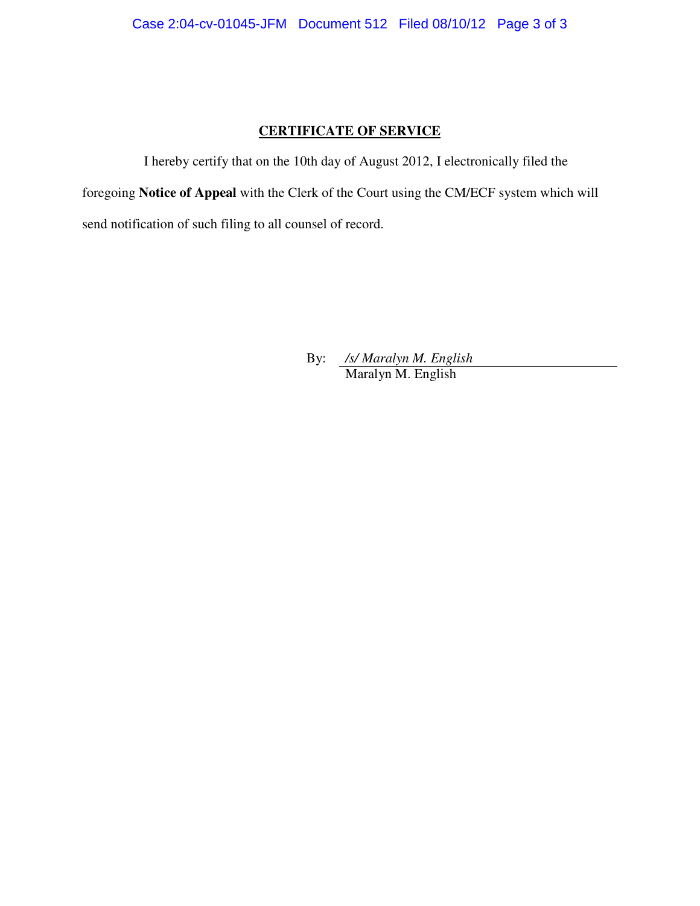## CERTIFICATE OF SERVICE

I hereby certify that on the 10th day of August 2012, I electronically filed the foregoing **Notice of Appeal** with the Clerk of the Court using the CM/ECF system which will send notification of such filing to all counsel of record.

By: */s/ Maralyn M. English*
Maralyn M. English